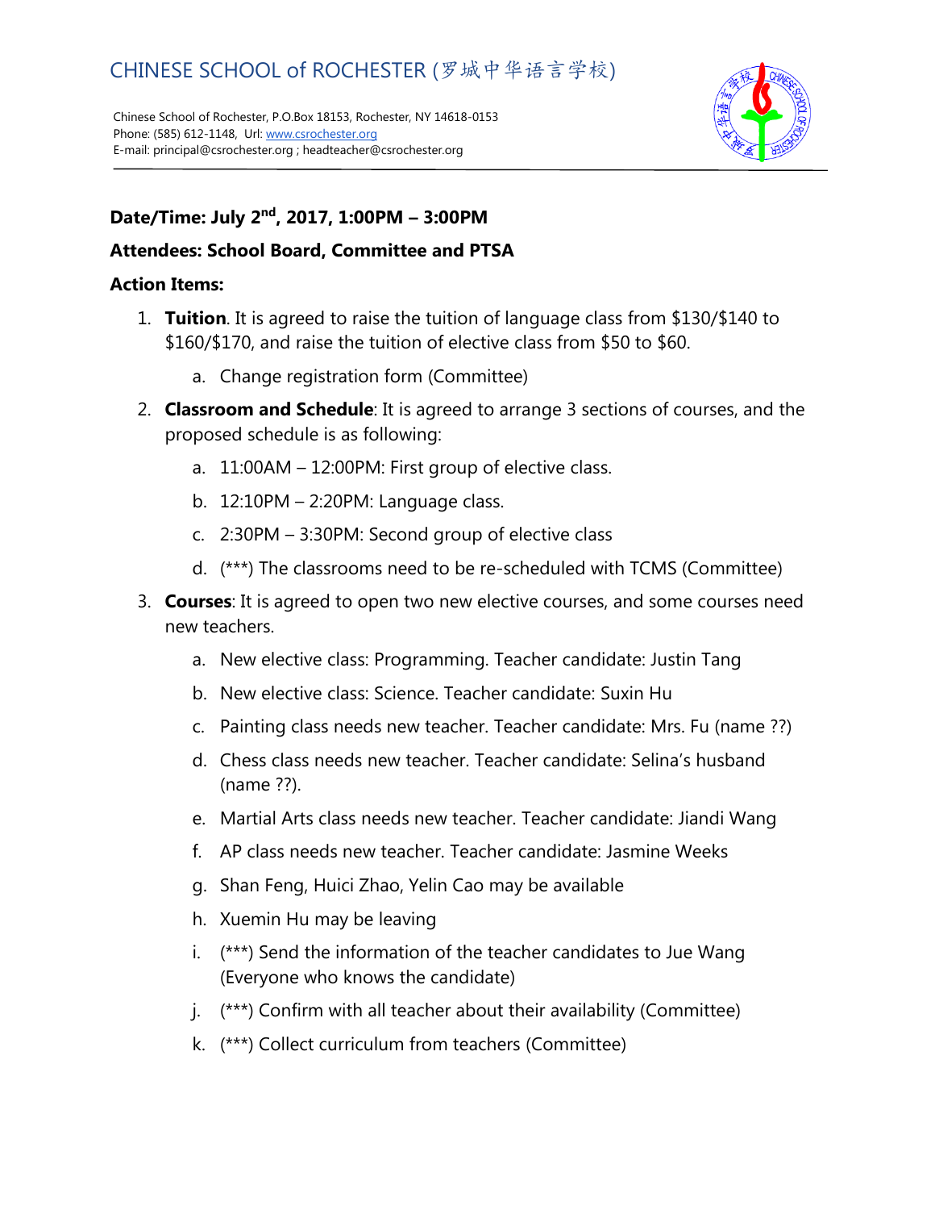# CHINESE SCHOOL of ROCHESTER (罗城中华语言学校)

Chinese School of Rochester, P.O.Box 18153, Rochester, NY 14618-0153
Phone: (585) 612-1148, Url: www.csrochester.org
E-mail: principal@csrochester.org ; headteacher@csrochester.org

**Date/Time: July 2nd, 2017, 1:00PM – 3:00PM**

**Attendees: School Board, Committee and PTSA**

**Action Items:**

1. **Tuition**. It is agreed to raise the tuition of language class from $130/$140 to $160/$170, and raise the tuition of elective class from $50 to $60.
   a. Change registration form (Committee)
2. **Classroom and Schedule**: It is agreed to arrange 3 sections of courses, and the proposed schedule is as following:
   a. 11:00AM – 12:00PM: First group of elective class.
   b. 12:10PM – 2:20PM: Language class.
   c. 2:30PM – 3:30PM: Second group of elective class
   d. (***) The classrooms need to be re-scheduled with TCMS (Committee)
3. **Courses**: It is agreed to open two new elective courses, and some courses need new teachers.
   a. New elective class: Programming. Teacher candidate: Justin Tang
   b. New elective class: Science. Teacher candidate: Suxin Hu
   c. Painting class needs new teacher. Teacher candidate: Mrs. Fu (name ??)
   d. Chess class needs new teacher. Teacher candidate: Selina's husband (name ??).
   e. Martial Arts class needs new teacher. Teacher candidate: Jiandi Wang
   f. AP class needs new teacher. Teacher candidate: Jasmine Weeks
   g. Shan Feng, Huici Zhao, Yelin Cao may be available
   h. Xuemin Hu may be leaving
   i. (***) Send the information of the teacher candidates to Jue Wang (Everyone who knows the candidate)
   j. (***) Confirm with all teacher about their availability (Committee)
   k. (***) Collect curriculum from teachers (Committee)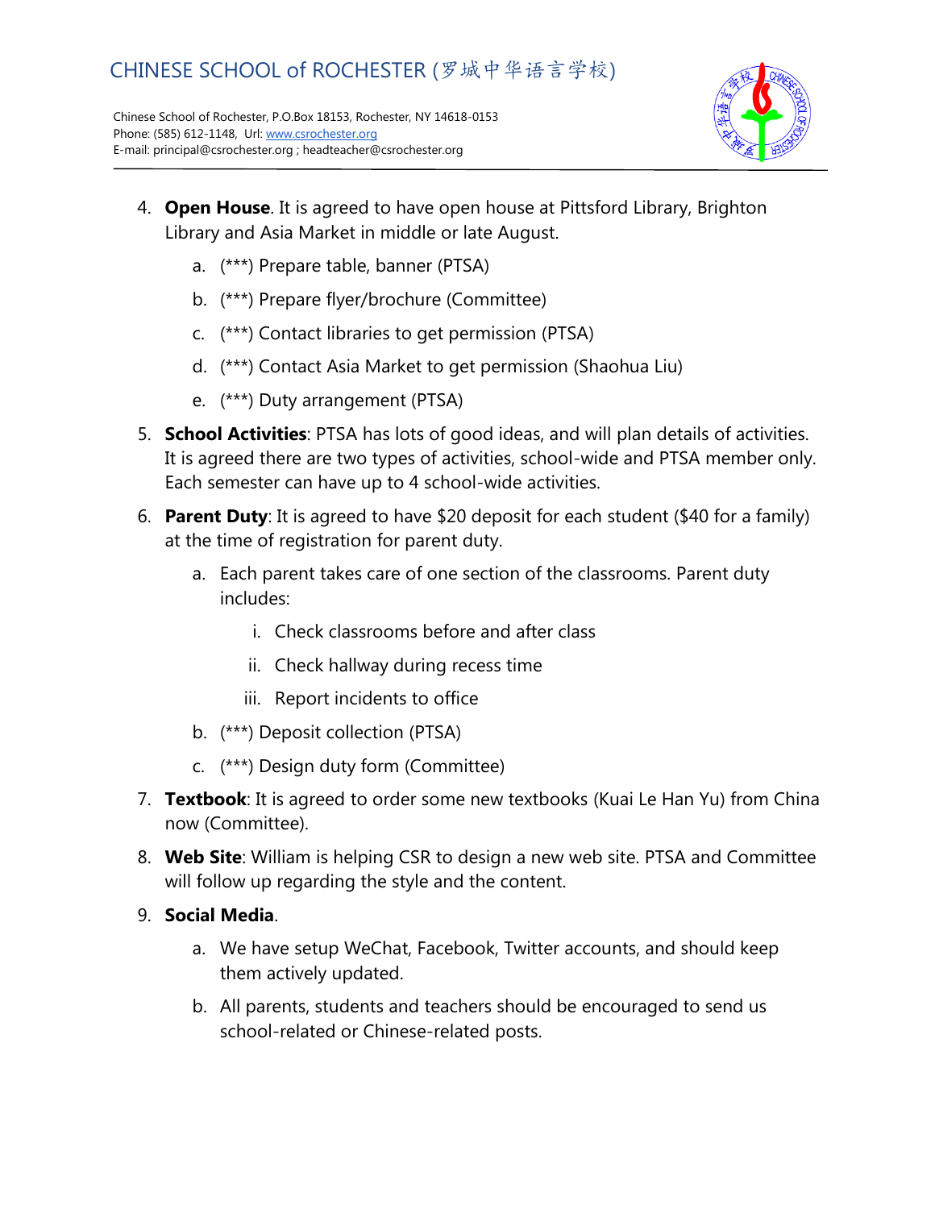4. **Open House**. It is agreed to have open house at Pittsford Library, Brighton Library and Asia Market in middle or late August.
    a. (***) Prepare table, banner (PTSA)
    b. (***) Prepare flyer/brochure (Committee)
    c. (***) Contact libraries to get permission (PTSA)
    d. (***) Contact Asia Market to get permission (Shaohua Liu)
    e. (***) Duty arrangement (PTSA)
5. **School Activities**: PTSA has lots of good ideas, and will plan details of activities. It is agreed there are two types of activities, school-wide and PTSA member only. Each semester can have up to 4 school-wide activities.
6. **Parent Duty**: It is agreed to have $20 deposit for each student ($40 for a family) at the time of registration for parent duty.
    a. Each parent takes care of one section of the classrooms. Parent duty includes:
        i. Check classrooms before and after class
        ii. Check hallway during recess time
        iii. Report incidents to office
    b. (***) Deposit collection (PTSA)
    c. (***) Design duty form (Committee)
7. **Textbook**: It is agreed to order some new textbooks (Kuai Le Han Yu) from China now (Committee).
8. **Web Site**: William is helping CSR to design a new web site. PTSA and Committee will follow up regarding the style and the content.
9. **Social Media**.
    a. We have setup WeChat, Facebook, Twitter accounts, and should keep them actively updated.
    b. All parents, students and teachers should be encouraged to send us school-related or Chinese-related posts.